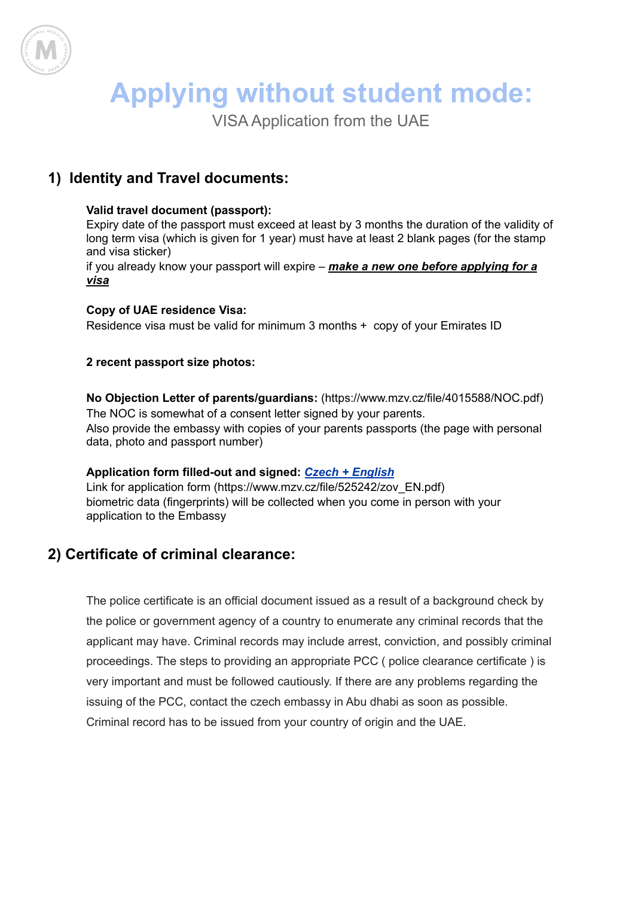# Applying without student mode:

VISA Application from the UAE

## 1) Identity and Travel documents:

**Valid travel document (passport):**
Expiry date of the passport must exceed at least by 3 months the duration of the validity of long term visa (which is given for 1 year) must have at least 2 blank pages (for the stamp and visa sticker)
if you already know your passport will expire – ***make a new one before applying for a visa***

**Copy of UAE residence Visa:**
Residence visa must be valid for minimum 3 months + copy of your Emirates ID

**2 recent passport size photos:**

**No Objection Letter of parents/guardians:** (https://www.mzv.cz/file/4015588/NOC.pdf)
The NOC is somewhat of a consent letter signed by your parents.
Also provide the embassy with copies of your parents passports (the page with personal data, photo and passport number)

**Application form filled-out and signed:** ***Czech + English***
Link for application form (https://www.mzv.cz/file/525242/zov_EN.pdf)
biometric data (fingerprints) will be collected when you come in person with your application to the Embassy

## 2) Certificate of criminal clearance:

The police certificate is an official document issued as a result of a background check by the police or government agency of a country to enumerate any criminal records that the applicant may have. Criminal records may include arrest, conviction, and possibly criminal proceedings. The steps to providing an appropriate PCC ( police clearance certificate ) is very important and must be followed cautiously. If there are any problems regarding the issuing of the PCC, contact the czech embassy in Abu dhabi as soon as possible. Criminal record has to be issued from your country of origin and the UAE.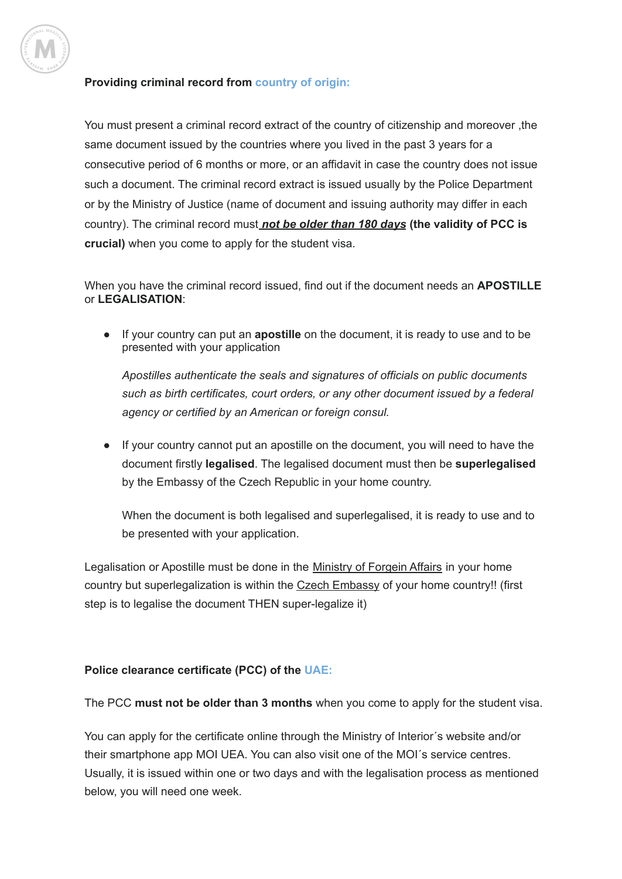**Providing criminal record from country of origin:**

You must present a criminal record extract of the country of citizenship and moreover ,the same document issued by the countries where you lived in the past 3 years for a consecutive period of 6 months or more, or an affidavit in case the country does not issue such a document. The criminal record extract is issued usually by the Police Department or by the Ministry of Justice (name of document and issuing authority may differ in each country). The criminal record must ***not be older than 180 days*** **(the validity of PCC is crucial)** when you come to apply for the student visa.

When you have the criminal record issued, find out if the document needs an **APOSTILLE** or **LEGALISATION**:

- If your country can put an **apostille** on the document, it is ready to use and to be presented with your application

  *Apostilles authenticate the seals and signatures of officials on public documents such as birth certificates, court orders, or any other document issued by a federal agency or certified by an American or foreign consul.*

- If your country cannot put an apostille on the document, you will need to have the document firstly **legalised**. The legalised document must then be **superlegalised** by the Embassy of the Czech Republic in your home country.

  When the document is both legalised and superlegalised, it is ready to use and to be presented with your application.

Legalisation or Apostille must be done in the Ministry of Forgein Affairs in your home country but superlegalization is within the Czech Embassy of your home country!! (first step is to legalise the document THEN super-legalize it)

**Police clearance certificate (PCC) of the UAE:**

The PCC **must not be older than 3 months** when you come to apply for the student visa.

You can apply for the certificate online through the Ministry of Interior´s website and/or their smartphone app MOI UEA. You can also visit one of the MOI´s service centres. Usually, it is issued within one or two days and with the legalisation process as mentioned below, you will need one week.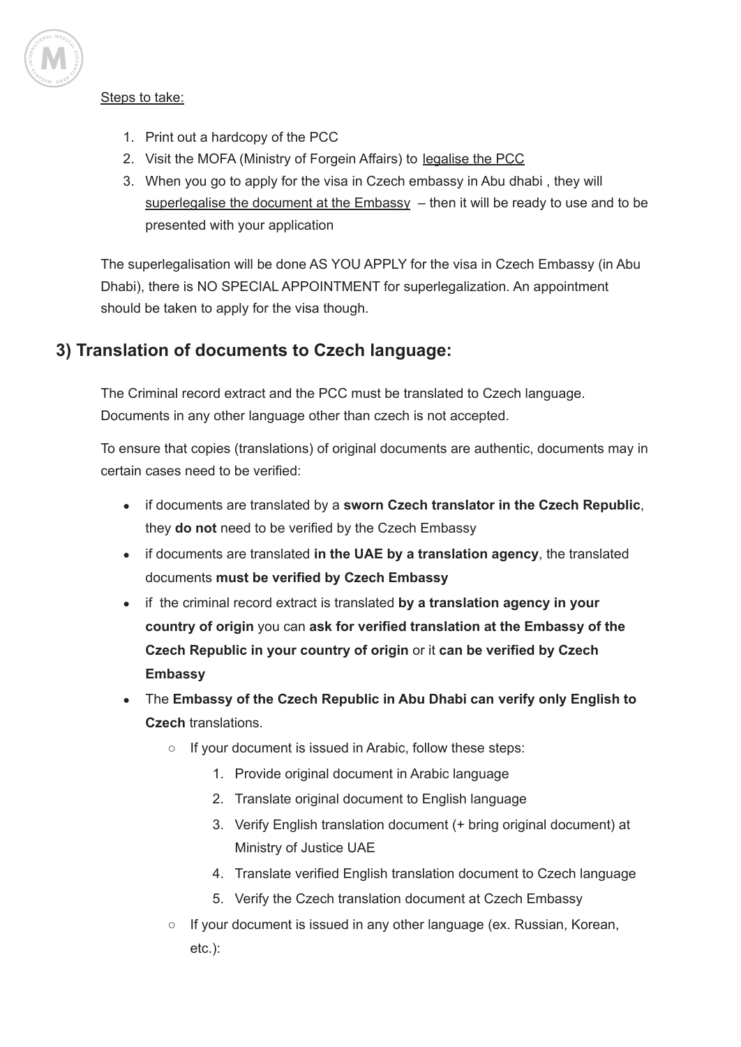Steps to take:

1. Print out a hardcopy of the PCC
2. Visit the MOFA (Ministry of Forgein Affairs) to legalise the PCC
3. When you go to apply for the visa in Czech embassy in Abu dhabi , they will superlegalise the document at the Embassy – then it will be ready to use and to be presented with your application

The superlegalisation will be done AS YOU APPLY for the visa in Czech Embassy (in Abu Dhabi), there is NO SPECIAL APPOINTMENT for superlegalization. An appointment should be taken to apply for the visa though.

## 3) Translation of documents to Czech language:

The Criminal record extract and the PCC must be translated to Czech language. Documents in any other language other than czech is not accepted.

To ensure that copies (translations) of original documents are authentic, documents may in certain cases need to be verified:

- if documents are translated by a **sworn Czech translator in the Czech Republic**, they **do not** need to be verified by the Czech Embassy
- if documents are translated **in the UAE by a translation agency**, the translated documents **must be verified by Czech Embassy**
- if the criminal record extract is translated **by a translation agency in your country of origin** you can **ask for verified translation at the Embassy of the Czech Republic in your country of origin** or it **can be verified by Czech Embassy**
- The **Embassy of the Czech Republic in Abu Dhabi can verify only English to Czech** translations.
  - If your document is issued in Arabic, follow these steps:
    1. Provide original document in Arabic language
    2. Translate original document to English language
    3. Verify English translation document (+ bring original document) at Ministry of Justice UAE
    4. Translate verified English translation document to Czech language
    5. Verify the Czech translation document at Czech Embassy
  - If your document is issued in any other language (ex. Russian, Korean, etc.):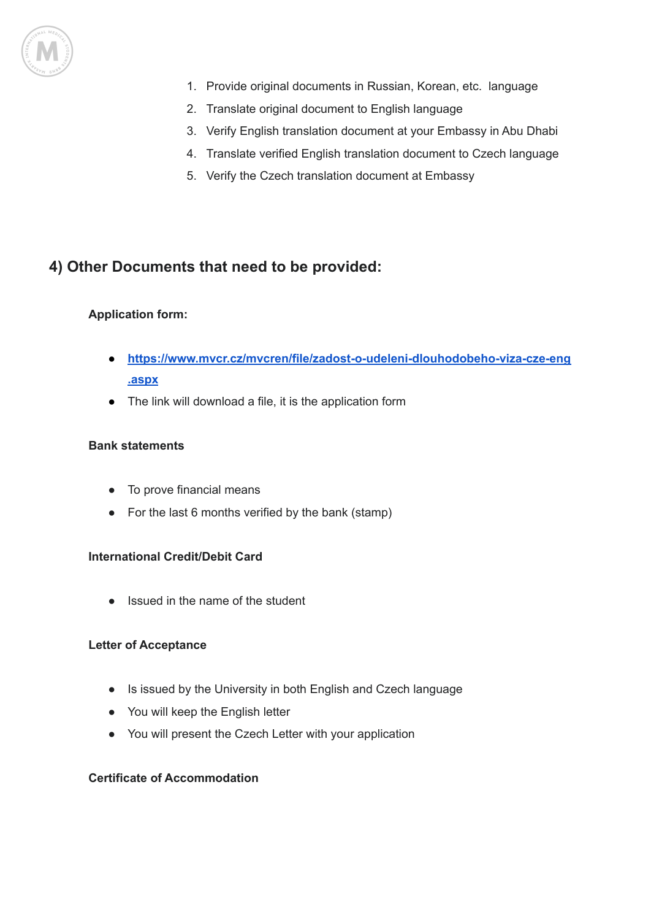1. Provide original documents in Russian, Korean, etc.  language
2. Translate original document to English language
3. Verify English translation document at your Embassy in Abu Dhabi
4. Translate verified English translation document to Czech language
5. Verify the Czech translation document at Embassy

## 4) Other Documents that need to be provided:

**Application form:**

- **[https://www.mvcr.cz/mvcren/file/zadost-o-udeleni-dlouhodobeho-viza-cze-eng.aspx](https://www.mvcr.cz/mvcren/file/zadost-o-udeleni-dlouhodobeho-viza-cze-eng.aspx)**
- The link will download a file, it is the application form

**Bank statements**

- To prove financial means
- For the last 6 months verified by the bank (stamp)

**International Credit/Debit Card**

- Issued in the name of the student

**Letter of Acceptance**

- Is issued by the University in both English and Czech language
- You will keep the English letter
- You will present the Czech Letter with your application

**Certificate of Accommodation**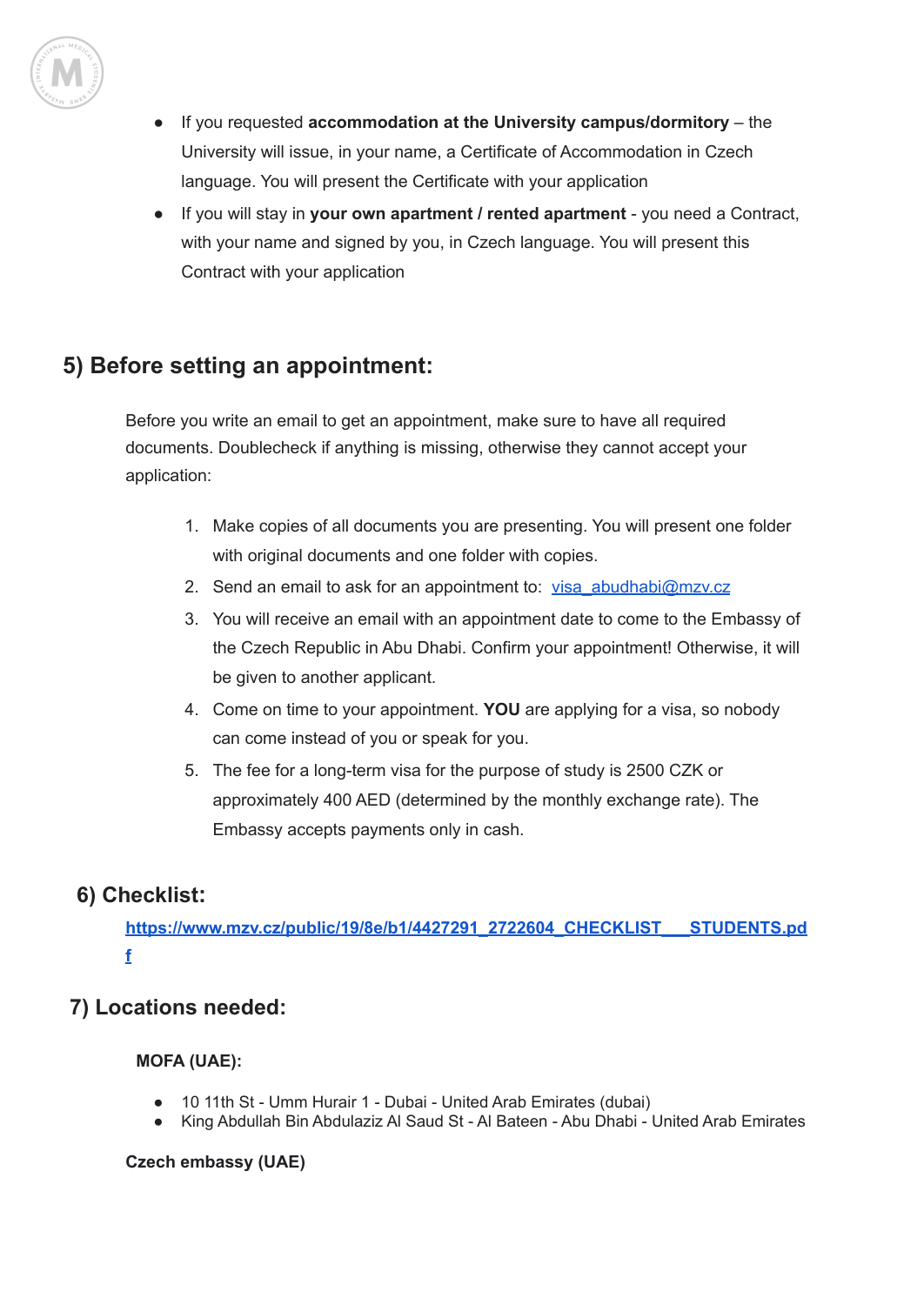- If you requested **accommodation at the University campus/dormitory** – the University will issue, in your name, a Certificate of Accommodation in Czech language. You will present the Certificate with your application
- If you will stay in **your own apartment / rented apartment** - you need a Contract, with your name and signed by you, in Czech language. You will present this Contract with your application

## 5) Before setting an appointment:

Before you write an email to get an appointment, make sure to have all required documents. Doublecheck if anything is missing, otherwise they cannot accept your application:

1. Make copies of all documents you are presenting. You will present one folder with original documents and one folder with copies.
2. Send an email to ask for an appointment to: visa_abudhabi@mzv.cz
3. You will receive an email with an appointment date to come to the Embassy of the Czech Republic in Abu Dhabi. Confirm your appointment! Otherwise, it will be given to another applicant.
4. Come on time to your appointment. **YOU** are applying for a visa, so nobody can come instead of you or speak for you.
5. The fee for a long-term visa for the purpose of study is 2500 CZK or approximately 400 AED (determined by the monthly exchange rate). The Embassy accepts payments only in cash.

## 6) Checklist:

**https://www.mzv.cz/public/19/8e/b1/4427291_2722604_CHECKLIST___STUDENTS.pdf**

## 7) Locations needed:

**MOFA (UAE):**

- 10 11th St - Umm Hurair 1 - Dubai - United Arab Emirates (dubai)
- King Abdullah Bin Abdulaziz Al Saud St - Al Bateen - Abu Dhabi - United Arab Emirates

**Czech embassy (UAE)**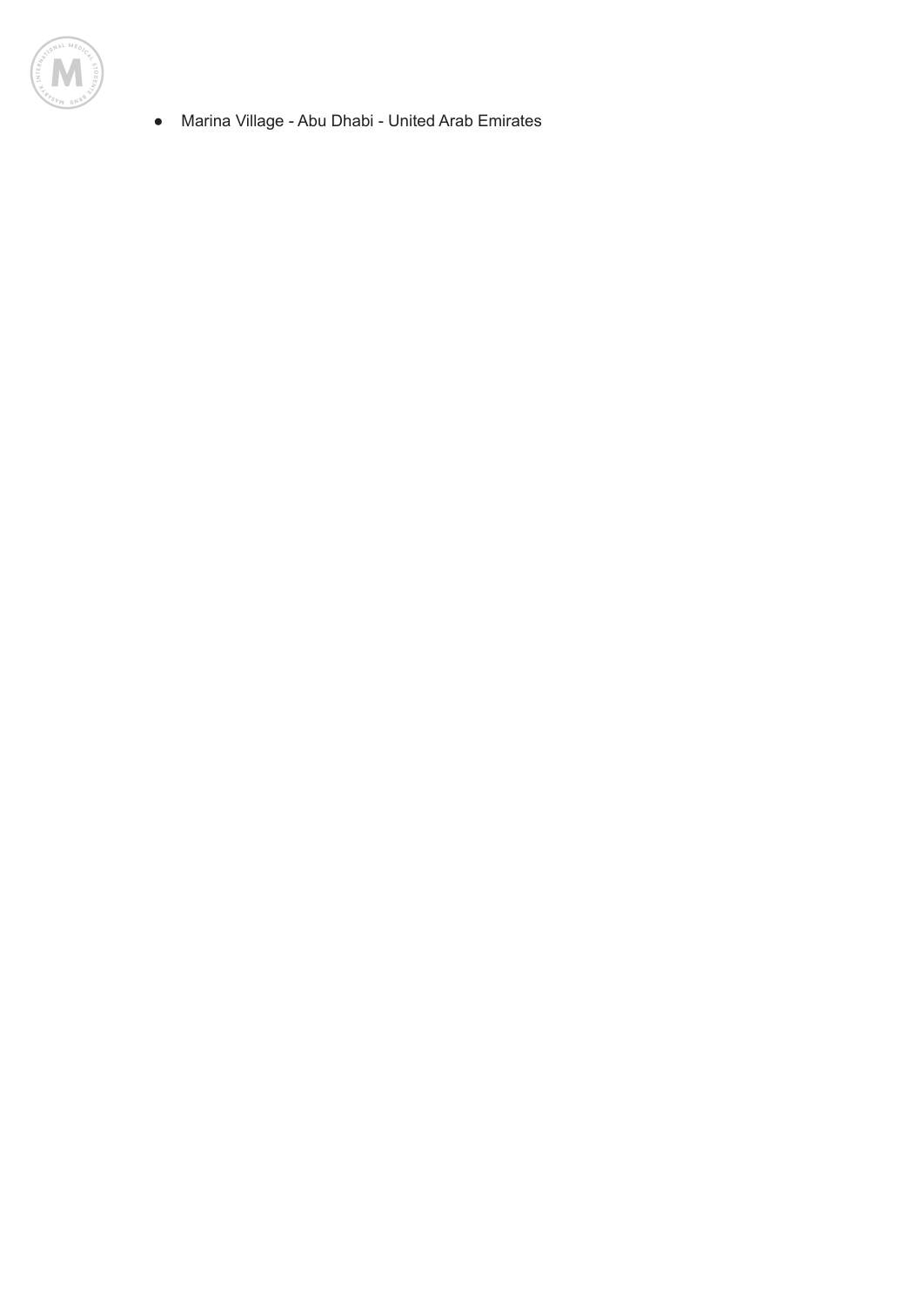- Marina Village - Abu Dhabi - United Arab Emirates